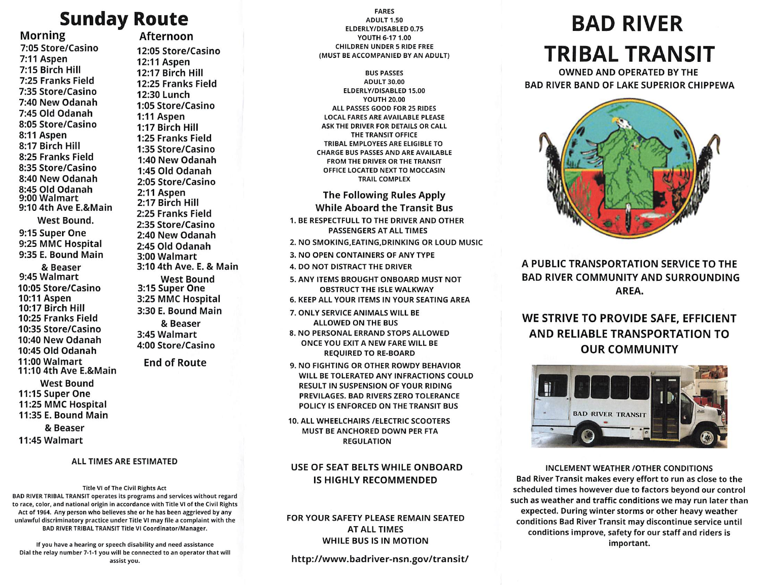# Sunday Route

## Morning

7:05 Store/Casino
7:11 Aspen
7:15 Birch Hill
7:25 Franks Field
7:35 Store/Casino
7:40 New Odanah
7:45 Old Odanah
8:05 Store/Casino
8:11 Aspen
8:17 Birch Hill
8:25 Franks Field
8:35 Store/Casino
8:40 New Odanah
8:45 Old Odanah
9:00 Walmart
9:10 4th Ave E.&Main

West Bound.

9:15 Super One
9:25 MMC Hospital
9:35 E. Bound Main & Beaser
9:45 Walmart
10:05 Store/Casino
10:11 Aspen
10:17 Birch Hill
10:25 Franks Field
10:35 Store/Casino
10:40 New Odanah
10:45 Old Odanah
11:00 Walmart
11:10 4th Ave E.&Main

West Bound

11:15 Super One
11:25 MMC Hospital
11:35 E. Bound Main & Beaser
11:45 Walmart

## Afternoon

12:05 Store/Casino
12:11 Aspen
12:17 Birch Hill
12:25 Franks Field
12:30 Lunch
1:05 Store/Casino
1:11 Aspen
1:17 Birch Hill
1:25 Franks Field
1:35 Store/Casino
1:40 New Odanah
1:45 Old Odanah
2:05 Store/Casino
2:11 Aspen
2:17 Birch Hill
2:25 Franks Field
2:35 Store/Casino
2:40 New Odanah
2:45 Old Odanah
3:00 Walmart
3:10 4th Ave. E. & Main

West Bound

3:15 Super One
3:25 MMC Hospital
3:30 E. Bound Main & Beaser
3:45 Walmart
4:00 Store/Casino

**End of Route**

ALL TIMES ARE ESTIMATED

**Title VI of The Civil Rights Act**

BAD RIVER TRIBAL TRANSIT operates its programs and services without regard to race, color, and national origin in accordance with Title VI of the Civil Rights Act of 1964. Any person who believes she or he has been aggrieved by any unlawful discriminatory practice under Title VI may file a complaint with the BAD RIVER TRIBAL TRANSIT Title VI Coordinator/Manager.

If you have a hearing or speech disability and need assistance Dial the relay number 7-1-1 you will be connected to an operator that will assist you.

**FARES**

ADULT 1.50
ELDERLY/DISABLED 0.75
YOUTH 6-17 1.00
CHILDREN UNDER 5 RIDE FREE
(MUST BE ACCOMPANIED BY AN ADULT)

**BUS PASSES**

ADULT 30.00
ELDERLY/DISABLED 15.00
YOUTH 20.00
ALL PASSES GOOD FOR 25 RIDES
LOCAL FARES ARE AVAILABLE PLEASE ASK THE DRIVER FOR DETAILS OR CALL THE TRANSIT OFFICE
TRIBAL EMPLOYEES ARE ELIGIBLE TO CHARGE BUS PASSES AND ARE AVAILABLE FROM THE DRIVER OR THE TRANSIT OFFICE LOCATED NEXT TO MOCCASIN TRAIL COMPLEX

## The Following Rules Apply While Aboard the Transit Bus

1. BE RESPECTFULL TO THE DRIVER AND OTHER PASSENGERS AT ALL TIMES
2. NO SMOKING,EATING,DRINKING OR LOUD MUSIC
3. NO OPEN CONTAINERS OF ANY TYPE
4. DO NOT DISTRACT THE DRIVER
5. ANY ITEMS BROUGHT ONBOARD MUST NOT OBSTRUCT THE ISLE WALKWAY
6. KEEP ALL YOUR ITEMS IN YOUR SEATING AREA
7. ONLY SERVICE ANIMALS WILL BE ALLOWED ON THE BUS
8. NO PERSONAL ERRAND STOPS ALLOWED ONCE YOU EXIT A NEW FARE WILL BE REQUIRED TO RE-BOARD
9. NO FIGHTING OR OTHER ROWDY BEHAVIOR WILL BE TOLERATED ANY INFRACTIONS COULD RESULT IN SUSPENSION OF YOUR RIDING PREVILAGES. BAD RIVERS ZERO TOLERANCE POLICY IS ENFORCED ON THE TRANSIT BUS
10. ALL WHEELCHAIRS /ELECTRIC SCOOTERS MUST BE ANCHORED DOWN PER FTA REGULATION

**USE OF SEAT BELTS WHILE ONBOARD IS HIGHLY RECOMMENDED**

**FOR YOUR SAFETY PLEASE REMAIN SEATED AT ALL TIMES WHILE BUS IS IN MOTION**

http://www.badriver-nsn.gov/transit/

# BAD RIVER TRIBAL TRANSIT

**OWNED AND OPERATED BY THE BAD RIVER BAND OF LAKE SUPERIOR CHIPPEWA**

**A PUBLIC TRANSPORTATION SERVICE TO THE BAD RIVER COMMUNITY AND SURROUNDING AREA.**

**WE STRIVE TO PROVIDE SAFE, EFFICIENT AND RELIABLE TRANSPORTATION TO OUR COMMUNITY**

**INCLEMENT WEATHER /OTHER CONDITIONS**

Bad River Transit makes every effort to run as close to the scheduled times however due to factors beyond our control such as weather and traffic conditions we may run later than expected. During winter storms or other heavy weather conditions Bad River Transit may discontinue service until conditions improve, safety for our staff and riders is important.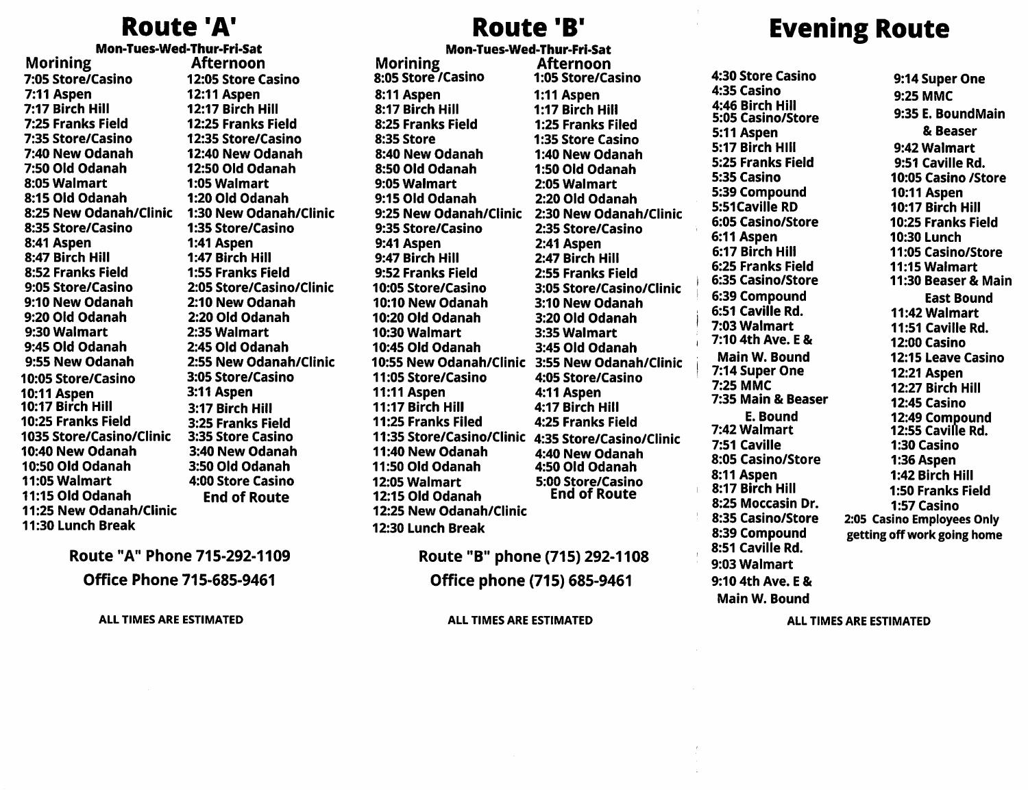# Route 'A'

**Mon-Tues-Wed-Thur-Fri-Sat**

| Morining | Afternoon |
|---|---|
| 7:05 Store/Casino | 12:05 Store Casino |
| 7:11 Aspen | 12:11 Aspen |
| 7:17 Birch Hill | 12:17 Birch Hill |
| 7:25 Franks Field | 12:25 Franks Field |
| 7:35 Store/Casino | 12:35 Store/Casino |
| 7:40 New Odanah | 12:40 New Odanah |
| 7:50 Old Odanah | 12:50 Old Odanah |
| 8:05 Walmart | 1:05 Walmart |
| 8:15 Old Odanah | 1:20 Old Odanah |
| 8:25 New Odanah/Clinic | 1:30 New Odanah/Clinic |
| 8:35 Store/Casino | 1:35 Store/Casino |
| 8:41 Aspen | 1:41 Aspen |
| 8:47 Birch Hill | 1:47 Birch Hill |
| 8:52 Franks Field | 1:55 Franks Field |
| 9:05 Store/Casino | 2:05 Store/Casino/Clinic |
| 9:10 New Odanah | 2:10 New Odanah |
| 9:20 Old Odanah | 2:20 Old Odanah |
| 9:30 Walmart | 2:35 Walmart |
| 9:45 Old Odanah | 2:45 Old Odanah |
| 9:55 New Odanah | 2:55 New Odanah/Clinic |
| 10:05 Store/Casino | 3:05 Store/Casino |
| 10:11 Aspen | 3:11 Aspen |
| 10:17 Birch Hill | 3:17 Birch Hill |
| 10:25 Franks Field | 3:25 Franks Field |
| 1035 Store/Casino/Clinic | 3:35 Store Casino |
| 10:40 New Odanah | 3:40 New Odanah |
| 10:50 Old Odanah | 3:50 Old Odanah |
| 11:05 Walmart | 4:00 Store Casino |
| 11:15 Old Odanah | End of Route |
| 11:25 New Odanah/Clinic | |
| 11:30 Lunch Break | |

**Route "A" Phone 715-292-1109**

**Office Phone 715-685-9461**

ALL TIMES ARE ESTIMATED

# Route 'B'

**Mon-Tues-Wed-Thur-Fri-Sat**

| Morining | Afternoon |
|---|---|
| 8:05 Store /Casino | 1:05 Store/Casino |
| 8:11 Aspen | 1:11 Aspen |
| 8:17 Birch Hill | 1:17 Birch Hill |
| 8:25 Franks Field | 1:25 Franks Filed |
| 8:35 Store | 1:35 Store Casino |
| 8:40 New Odanah | 1:40 New Odanah |
| 8:50 Old Odanah | 1:50 Old Odanah |
| 9:05 Walmart | 2:05 Walmart |
| 9:15 Old Odanah | 2:20 Old Odanah |
| 9:25 New Odanah/Clinic | 2:30 New Odanah/Clinic |
| 9:35 Store/Casino | 2:35 Store/Casino |
| 9:41 Aspen | 2:41 Aspen |
| 9:47 Birch Hill | 2:47 Birch Hill |
| 9:52 Franks Field | 2:55 Franks Field |
| 10:05 Store/Casino | 3:05 Store/Casino/Clinic |
| 10:10 New Odanah | 3:10 New Odanah |
| 10:20 Old Odanah | 3:20 Old Odanah |
| 10:30 Walmart | 3:35 Walmart |
| 10:45 Old Odanah | 3:45 Old Odanah |
| 10:55 New Odanah/Clinic | 3:55 New Odanah/Clinic |
| 11:05 Store/Casino | 4:05 Store/Casino |
| 11:11 Aspen | 4:11 Aspen |
| 11:17 Birch Hill | 4:17 Birch Hill |
| 11:25 Franks Filed | 4:25 Franks Field |
| 11:35 Store/Casino/Clinic | 4:35 Store/Casino/Clinic |
| 11:40 New Odanah | 4:40 New Odanah |
| 11:50 Old Odanah | 4:50 Old Odanah |
| 12:05 Walmart | 5:00 Store/Casino |
| 12:15 Old Odanah | End of Route |
| 12:25 New Odanah/Clinic | |
| 12:30 Lunch Break | |

**Route "B" phone (715) 292-1108**

**Office phone (715) 685-9461**

ALL TIMES ARE ESTIMATED

# Evening Route

- 4:30 Store Casino
- 4:35 Casino
- 4:46 Birch Hill
- 5:05 Casino/Store
- 5:11 Aspen
- 5:17 Birch HIll
- 5:25 Franks Field
- 5:35 Casino
- 5:39 Compound
- 5:51Caville RD
- 6:05 Casino/Store
- 6:11 Aspen
- 6:17 Birch Hill
- 6:25 Franks Field
- 6:35 Casino/Store
- 6:39 Compound
- 6:51 Caville Rd.
- 7:03 Walmart
- 7:10 4th Ave. E & Main W. Bound
- 7:14 Super One
- 7:25 MMC
- 7:35 Main & Beaser E. Bound
- 7:42 Walmart
- 7:51 Caville
- 8:05 Casino/Store
- 8:11 Aspen
- 8:17 Birch Hill
- 8:25 Moccasin Dr.
- 8:35 Casino/Store
- 8:39 Compound
- 8:51 Caville Rd.
- 9:03 Walmart
- 9:10 4th Ave. E & Main W. Bound
- 9:14 Super One
- 9:25 MMC
- 9:35 E. BoundMain & Beaser
- 9:42 Walmart
- 9:51 Caville Rd.
- 10:05 Casino /Store
- 10:11 Aspen
- 10:17 Birch Hill
- 10:25 Franks Field
- 10:30 Lunch
- 11:05 Casino/Store
- 11:15 Walmart
- 11:30 Beaser & Main East Bound
- 11:42 Walmart
- 11:51 Caville Rd.
- 12:00 Casino
- 12:15 Leave Casino
- 12:21 Aspen
- 12:27 Birch Hill
- 12:45 Casino
- 12:49 Compound
- 12:55 Caville Rd.
- 1:30 Casino
- 1:36 Aspen
- 1:42 Birch Hill
- 1:50 Franks Field
- 1:57 Casino
- 2:05 Casino Employees Only getting off work going home

ALL TIMES ARE ESTIMATED